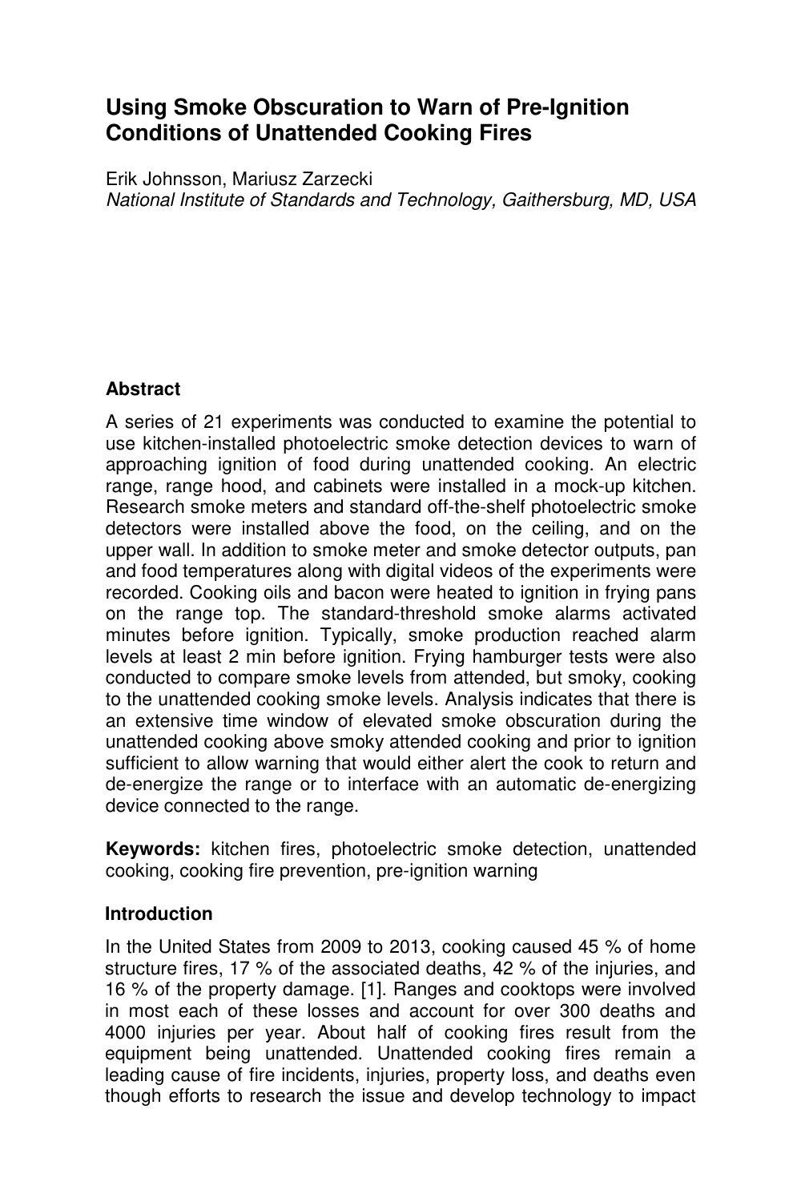# Using Smoke Obscuration to Warn of Pre-Ignition Conditions of Unattended Cooking Fires

Erik Johnsson, Mariusz Zarzecki

*National Institute of Standards and Technology, Gaithersburg, MD, USA*

## Abstract

A series of 21 experiments was conducted to examine the potential to use kitchen-installed photoelectric smoke detection devices to warn of approaching ignition of food during unattended cooking. An electric range, range hood, and cabinets were installed in a mock-up kitchen. Research smoke meters and standard off-the-shelf photoelectric smoke detectors were installed above the food, on the ceiling, and on the upper wall. In addition to smoke meter and smoke detector outputs, pan and food temperatures along with digital videos of the experiments were recorded. Cooking oils and bacon were heated to ignition in frying pans on the range top. The standard-threshold smoke alarms activated minutes before ignition. Typically, smoke production reached alarm levels at least 2 min before ignition. Frying hamburger tests were also conducted to compare smoke levels from attended, but smoky, cooking to the unattended cooking smoke levels. Analysis indicates that there is an extensive time window of elevated smoke obscuration during the unattended cooking above smoky attended cooking and prior to ignition sufficient to allow warning that would either alert the cook to return and de-energize the range or to interface with an automatic de-energizing device connected to the range.

**Keywords:** kitchen fires, photoelectric smoke detection, unattended cooking, cooking fire prevention, pre-ignition warning

## Introduction

In the United States from 2009 to 2013, cooking caused 45 % of home structure fires, 17 % of the associated deaths, 42 % of the injuries, and 16 % of the property damage. [1]. Ranges and cooktops were involved in most each of these losses and account for over 300 deaths and 4000 injuries per year. About half of cooking fires result from the equipment being unattended. Unattended cooking fires remain a leading cause of fire incidents, injuries, property loss, and deaths even though efforts to research the issue and develop technology to impact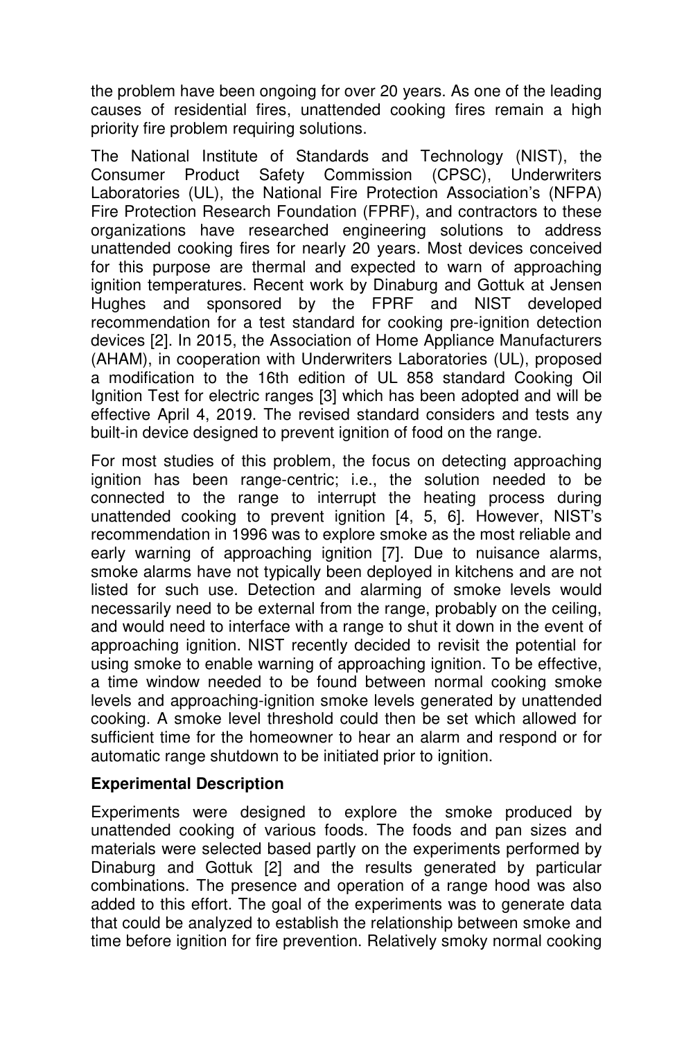the problem have been ongoing for over 20 years. As one of the leading causes of residential fires, unattended cooking fires remain a high priority fire problem requiring solutions.

The National Institute of Standards and Technology (NIST), the Consumer Product Safety Commission (CPSC), Underwriters Laboratories (UL), the National Fire Protection Association's (NFPA) Fire Protection Research Foundation (FPRF), and contractors to these organizations have researched engineering solutions to address unattended cooking fires for nearly 20 years. Most devices conceived for this purpose are thermal and expected to warn of approaching ignition temperatures. Recent work by Dinaburg and Gottuk at Jensen Hughes and sponsored by the FPRF and NIST developed recommendation for a test standard for cooking pre-ignition detection devices [2]. In 2015, the Association of Home Appliance Manufacturers (AHAM), in cooperation with Underwriters Laboratories (UL), proposed a modification to the 16th edition of UL 858 standard Cooking Oil Ignition Test for electric ranges [3] which has been adopted and will be effective April 4, 2019. The revised standard considers and tests any built-in device designed to prevent ignition of food on the range.

For most studies of this problem, the focus on detecting approaching ignition has been range-centric; i.e., the solution needed to be connected to the range to interrupt the heating process during unattended cooking to prevent ignition [4, 5, 6]. However, NIST's recommendation in 1996 was to explore smoke as the most reliable and early warning of approaching ignition [7]. Due to nuisance alarms, smoke alarms have not typically been deployed in kitchens and are not listed for such use. Detection and alarming of smoke levels would necessarily need to be external from the range, probably on the ceiling, and would need to interface with a range to shut it down in the event of approaching ignition. NIST recently decided to revisit the potential for using smoke to enable warning of approaching ignition. To be effective, a time window needed to be found between normal cooking smoke levels and approaching-ignition smoke levels generated by unattended cooking. A smoke level threshold could then be set which allowed for sufficient time for the homeowner to hear an alarm and respond or for automatic range shutdown to be initiated prior to ignition.

**Experimental Description**

Experiments were designed to explore the smoke produced by unattended cooking of various foods. The foods and pan sizes and materials were selected based partly on the experiments performed by Dinaburg and Gottuk [2] and the results generated by particular combinations. The presence and operation of a range hood was also added to this effort. The goal of the experiments was to generate data that could be analyzed to establish the relationship between smoke and time before ignition for fire prevention. Relatively smoky normal cooking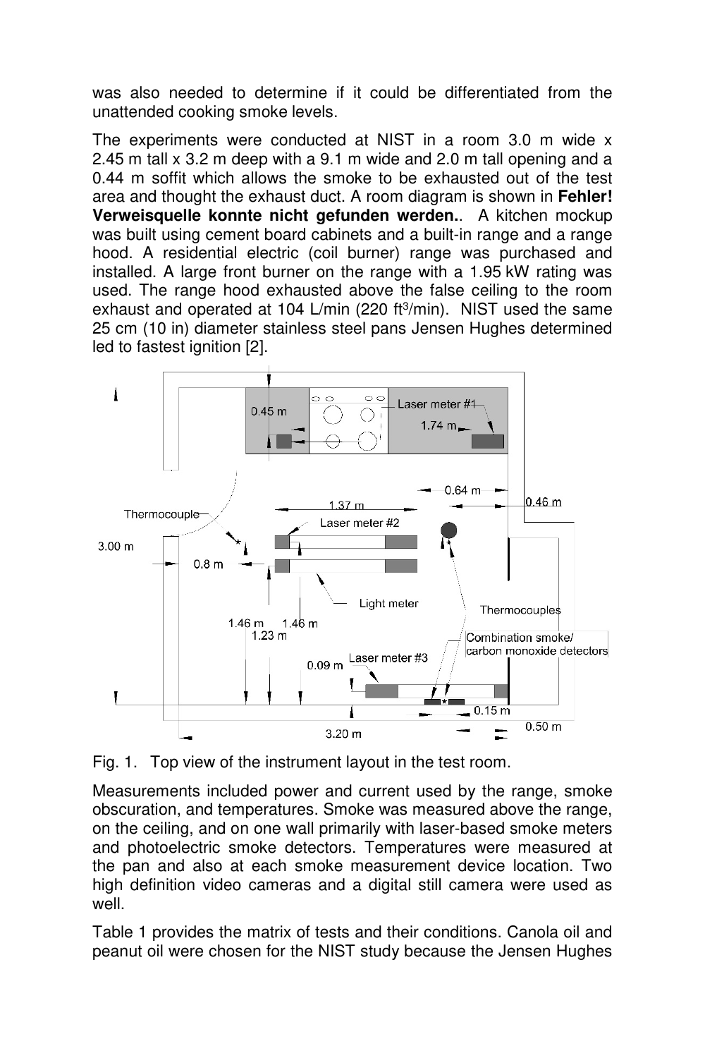was also needed to determine if it could be differentiated from the unattended cooking smoke levels.

The experiments were conducted at NIST in a room 3.0 m wide x 2.45 m tall x 3.2 m deep with a 9.1 m wide and 2.0 m tall opening and a 0.44 m soffit which allows the smoke to be exhausted out of the test area and thought the exhaust duct. A room diagram is shown in **Fehler! Verweisquelle konnte nicht gefunden werden.**. A kitchen mockup was built using cement board cabinets and a built-in range and a range hood. A residential electric (coil burner) range was purchased and installed. A large front burner on the range with a 1.95 kW rating was used. The range hood exhausted above the false ceiling to the room exhaust and operated at 104 L/min (220 $ft^3$/min). NIST used the same 25 cm (10 in) diameter stainless steel pans Jensen Hughes determined led to fastest ignition [2].

Fig. 1. Top view of the instrument layout in the test room.

Measurements included power and current used by the range, smoke obscuration, and temperatures. Smoke was measured above the range, on the ceiling, and on one wall primarily with laser-based smoke meters and photoelectric smoke detectors. Temperatures were measured at the pan and also at each smoke measurement device location. Two high definition video cameras and a digital still camera were used as well.

Table 1 provides the matrix of tests and their conditions. Canola oil and peanut oil were chosen for the NIST study because the Jensen Hughes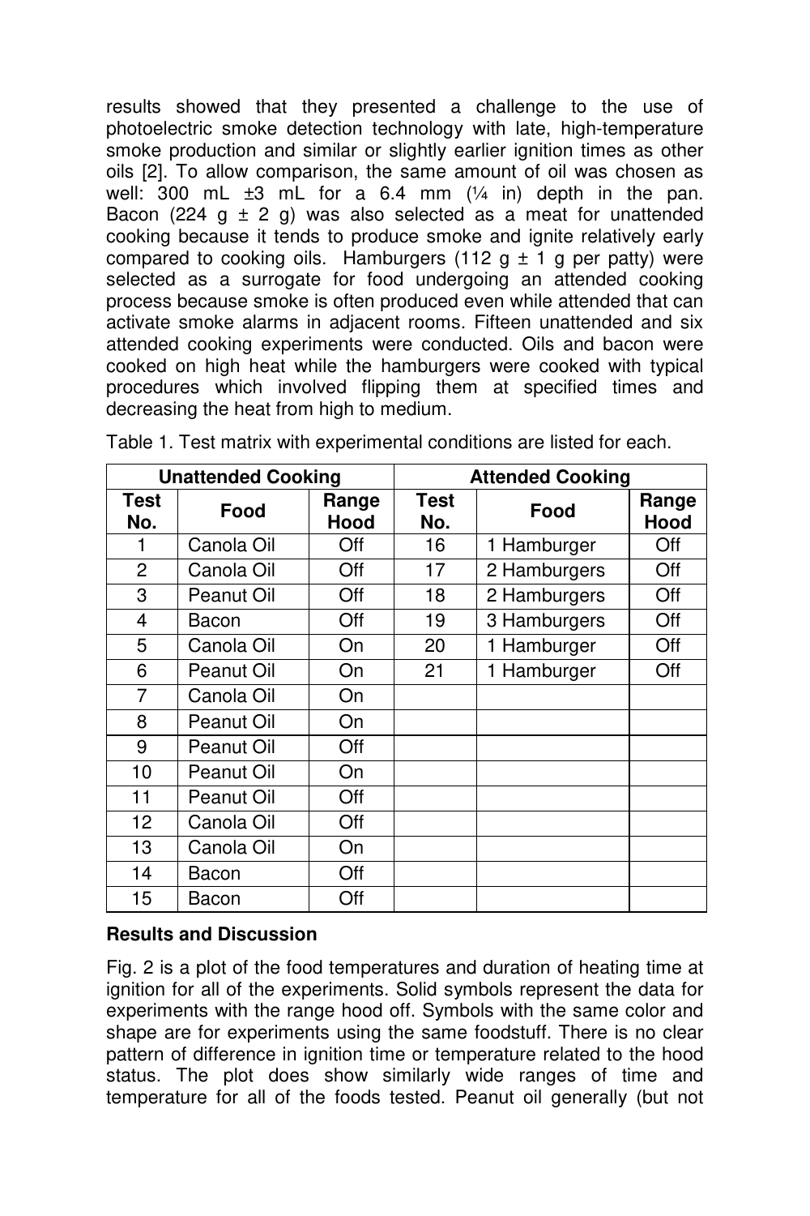results showed that they presented a challenge to the use of photoelectric smoke detection technology with late, high-temperature smoke production and similar or slightly earlier ignition times as other oils [2]. To allow comparison, the same amount of oil was chosen as well: 300 mL ±3 mL for a 6.4 mm (¼ in) depth in the pan. Bacon (224 g ± 2 g) was also selected as a meat for unattended cooking because it tends to produce smoke and ignite relatively early compared to cooking oils. Hamburgers (112 g ± 1 g per patty) were selected as a surrogate for food undergoing an attended cooking process because smoke is often produced even while attended that can activate smoke alarms in adjacent rooms. Fifteen unattended and six attended cooking experiments were conducted. Oils and bacon were cooked on high heat while the hamburgers were cooked with typical procedures which involved flipping them at specified times and decreasing the heat from high to medium.

Table 1. Test matrix with experimental conditions are listed for each.

| Unattended Cooking | | | Attended Cooking | | |
|---|---|---|---|---|---|
| Test No. | Food | Range Hood | Test No. | Food | Range Hood |
| 1 | Canola Oil | Off | 16 | 1 Hamburger | Off |
| 2 | Canola Oil | Off | 17 | 2 Hamburgers | Off |
| 3 | Peanut Oil | Off | 18 | 2 Hamburgers | Off |
| 4 | Bacon | Off | 19 | 3 Hamburgers | Off |
| 5 | Canola Oil | On | 20 | 1 Hamburger | Off |
| 6 | Peanut Oil | On | 21 | 1 Hamburger | Off |
| 7 | Canola Oil | On | | | |
| 8 | Peanut Oil | On | | | |
| 9 | Peanut Oil | Off | | | |
| 10 | Peanut Oil | On | | | |
| 11 | Peanut Oil | Off | | | |
| 12 | Canola Oil | Off | | | |
| 13 | Canola Oil | On | | | |
| 14 | Bacon | Off | | | |
| 15 | Bacon | Off | | | |

**Results and Discussion**

Fig. 2 is a plot of the food temperatures and duration of heating time at ignition for all of the experiments. Solid symbols represent the data for experiments with the range hood off. Symbols with the same color and shape are for experiments using the same foodstuff. There is no clear pattern of difference in ignition time or temperature related to the hood status. The plot does show similarly wide ranges of time and temperature for all of the foods tested. Peanut oil generally (but not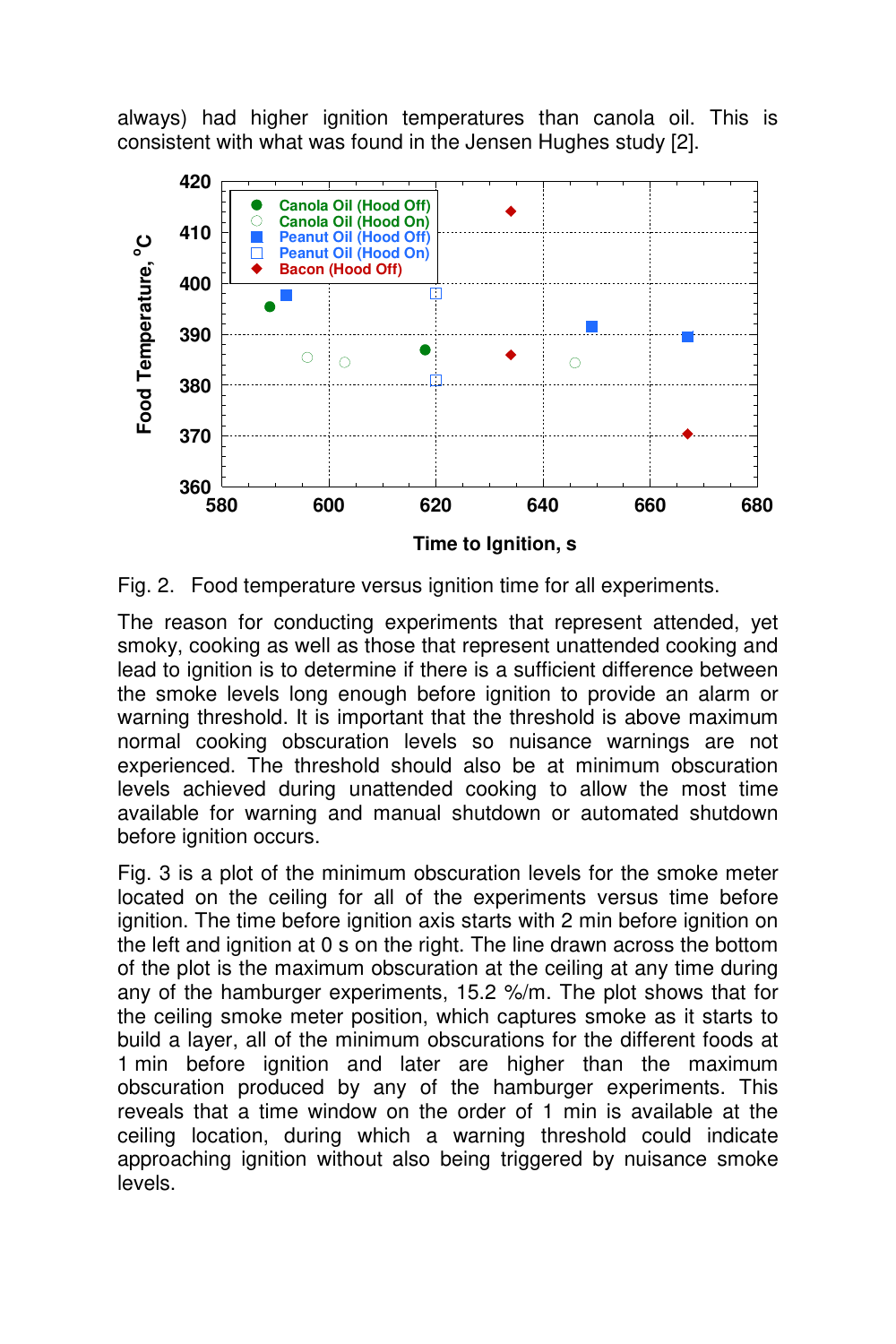always) had higher ignition temperatures than canola oil. This is consistent with what was found in the Jensen Hughes study [2].

Fig. 2. Food temperature versus ignition time for all experiments.

The reason for conducting experiments that represent attended, yet smoky, cooking as well as those that represent unattended cooking and lead to ignition is to determine if there is a sufficient difference between the smoke levels long enough before ignition to provide an alarm or warning threshold. It is important that the threshold is above maximum normal cooking obscuration levels so nuisance warnings are not experienced. The threshold should also be at minimum obscuration levels achieved during unattended cooking to allow the most time available for warning and manual shutdown or automated shutdown before ignition occurs.

Fig. 3 is a plot of the minimum obscuration levels for the smoke meter located on the ceiling for all of the experiments versus time before ignition. The time before ignition axis starts with 2 min before ignition on the left and ignition at 0 s on the right. The line drawn across the bottom of the plot is the maximum obscuration at the ceiling at any time during any of the hamburger experiments, 15.2 %/m. The plot shows that for the ceiling smoke meter position, which captures smoke as it starts to build a layer, all of the minimum obscurations for the different foods at 1 min before ignition and later are higher than the maximum obscuration produced by any of the hamburger experiments. This reveals that a time window on the order of 1 min is available at the ceiling location, during which a warning threshold could indicate approaching ignition without also being triggered by nuisance smoke levels.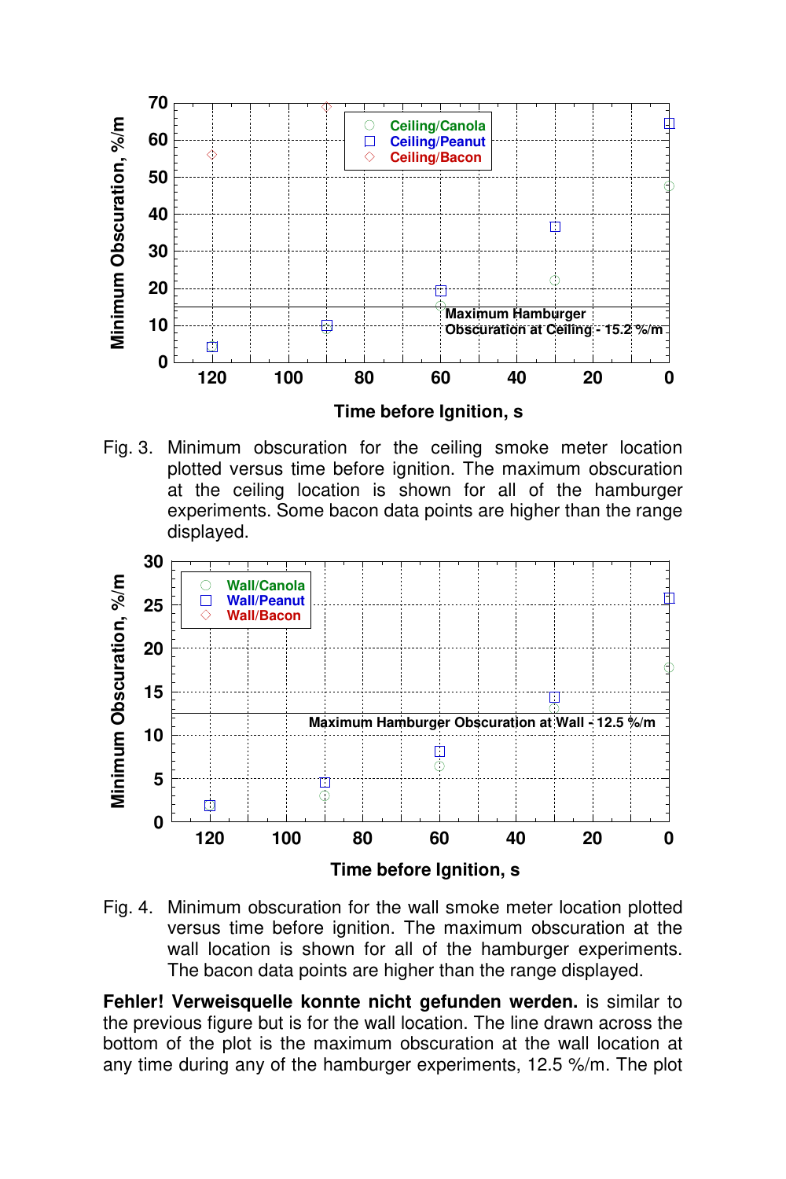Fig. 3. Minimum obscuration for the ceiling smoke meter location plotted versus time before ignition. The maximum obscuration at the ceiling location is shown for all of the hamburger experiments. Some bacon data points are higher than the range displayed.

Fig. 4. Minimum obscuration for the wall smoke meter location plotted versus time before ignition. The maximum obscuration at the wall location is shown for all of the hamburger experiments. The bacon data points are higher than the range displayed.

**Fehler! Verweisquelle konnte nicht gefunden werden.** is similar to the previous figure but is for the wall location. The line drawn across the bottom of the plot is the maximum obscuration at the wall location at any time during any of the hamburger experiments, 12.5 %/m. The plot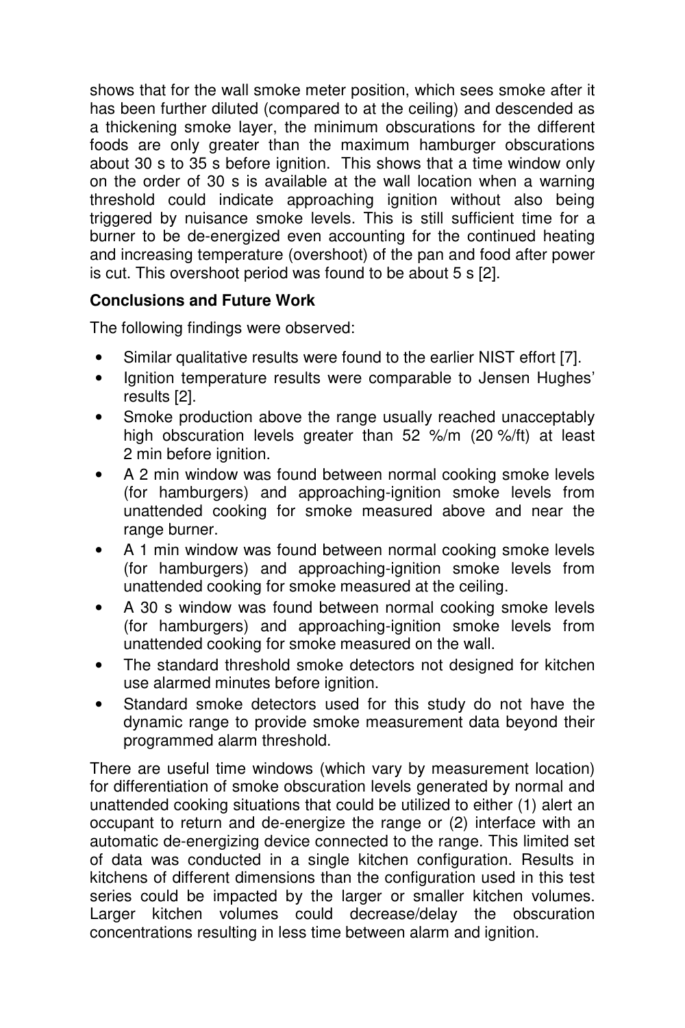shows that for the wall smoke meter position, which sees smoke after it has been further diluted (compared to at the ceiling) and descended as a thickening smoke layer, the minimum obscurations for the different foods are only greater than the maximum hamburger obscurations about 30 s to 35 s before ignition. This shows that a time window only on the order of 30 s is available at the wall location when a warning threshold could indicate approaching ignition without also being triggered by nuisance smoke levels. This is still sufficient time for a burner to be de-energized even accounting for the continued heating and increasing temperature (overshoot) of the pan and food after power is cut. This overshoot period was found to be about 5 s [2].

**Conclusions and Future Work**

The following findings were observed:

- Similar qualitative results were found to the earlier NIST effort [7].
- Ignition temperature results were comparable to Jensen Hughes' results [2].
- Smoke production above the range usually reached unacceptably high obscuration levels greater than 52 %/m (20 %/ft) at least 2 min before ignition.
- A 2 min window was found between normal cooking smoke levels (for hamburgers) and approaching-ignition smoke levels from unattended cooking for smoke measured above and near the range burner.
- A 1 min window was found between normal cooking smoke levels (for hamburgers) and approaching-ignition smoke levels from unattended cooking for smoke measured at the ceiling.
- A 30 s window was found between normal cooking smoke levels (for hamburgers) and approaching-ignition smoke levels from unattended cooking for smoke measured on the wall.
- The standard threshold smoke detectors not designed for kitchen use alarmed minutes before ignition.
- Standard smoke detectors used for this study do not have the dynamic range to provide smoke measurement data beyond their programmed alarm threshold.

There are useful time windows (which vary by measurement location) for differentiation of smoke obscuration levels generated by normal and unattended cooking situations that could be utilized to either (1) alert an occupant to return and de-energize the range or (2) interface with an automatic de-energizing device connected to the range. This limited set of data was conducted in a single kitchen configuration. Results in kitchens of different dimensions than the configuration used in this test series could be impacted by the larger or smaller kitchen volumes. Larger kitchen volumes could decrease/delay the obscuration concentrations resulting in less time between alarm and ignition.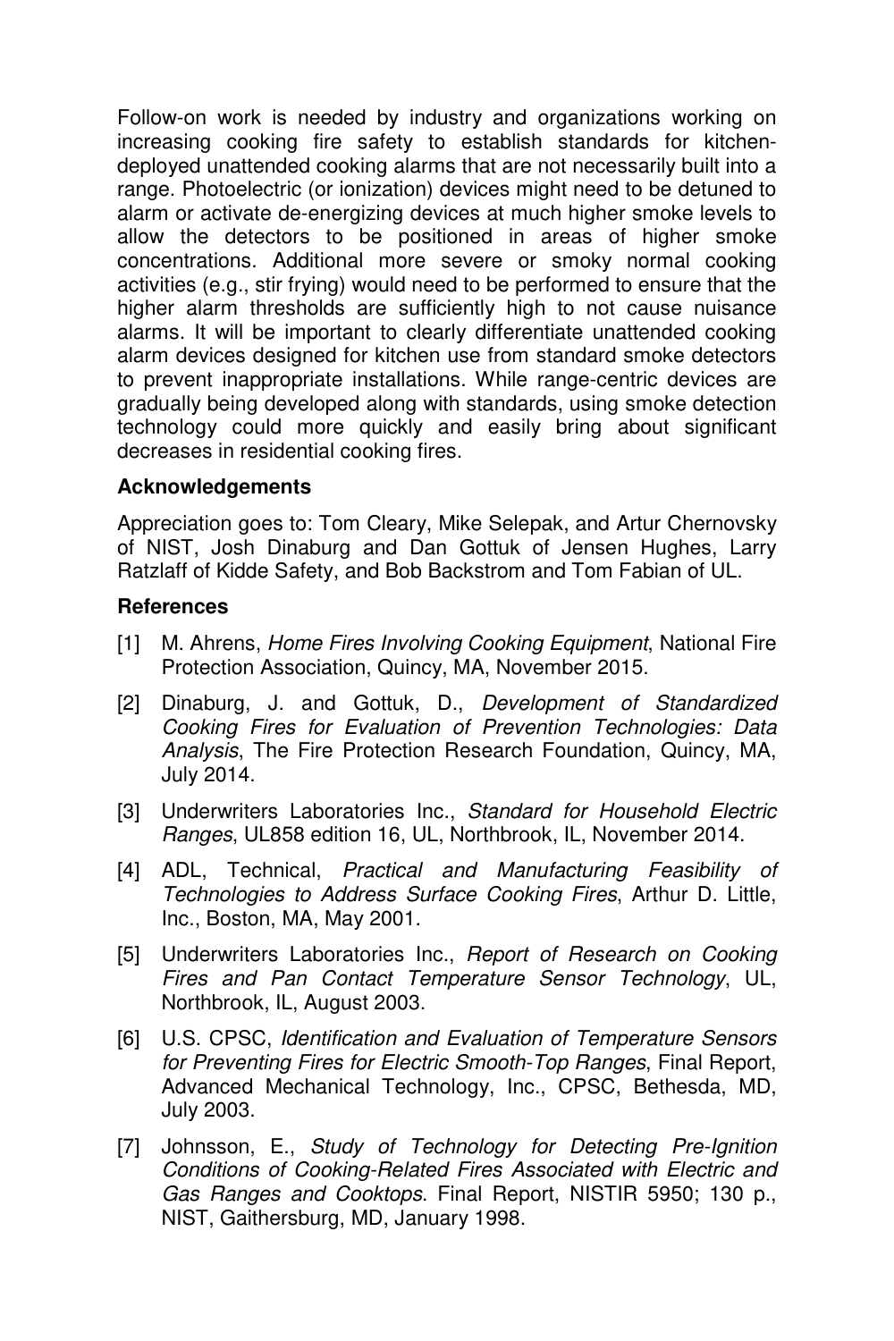Follow-on work is needed by industry and organizations working on increasing cooking fire safety to establish standards for kitchen-deployed unattended cooking alarms that are not necessarily built into a range. Photoelectric (or ionization) devices might need to be detuned to alarm or activate de-energizing devices at much higher smoke levels to allow the detectors to be positioned in areas of higher smoke concentrations. Additional more severe or smoky normal cooking activities (e.g., stir frying) would need to be performed to ensure that the higher alarm thresholds are sufficiently high to not cause nuisance alarms. It will be important to clearly differentiate unattended cooking alarm devices designed for kitchen use from standard smoke detectors to prevent inappropriate installations. While range-centric devices are gradually being developed along with standards, using smoke detection technology could more quickly and easily bring about significant decreases in residential cooking fires.

### Acknowledgements

Appreciation goes to: Tom Cleary, Mike Selepak, and Artur Chernovsky of NIST, Josh Dinaburg and Dan Gottuk of Jensen Hughes, Larry Ratzlaff of Kidde Safety, and Bob Backstrom and Tom Fabian of UL.

### References

[1] M. Ahrens, *Home Fires Involving Cooking Equipment*, National Fire Protection Association, Quincy, MA, November 2015.

[2] Dinaburg, J. and Gottuk, D., *Development of Standardized Cooking Fires for Evaluation of Prevention Technologies: Data Analysis*, The Fire Protection Research Foundation, Quincy, MA, July 2014.

[3] Underwriters Laboratories Inc., *Standard for Household Electric Ranges*, UL858 edition 16, UL, Northbrook, IL, November 2014.

[4] ADL, Technical, *Practical and Manufacturing Feasibility of Technologies to Address Surface Cooking Fires*, Arthur D. Little, Inc., Boston, MA, May 2001.

[5] Underwriters Laboratories Inc., *Report of Research on Cooking Fires and Pan Contact Temperature Sensor Technology*, UL, Northbrook, IL, August 2003.

[6] U.S. CPSC, *Identification and Evaluation of Temperature Sensors for Preventing Fires for Electric Smooth-Top Ranges*, Final Report, Advanced Mechanical Technology, Inc., CPSC, Bethesda, MD, July 2003.

[7] Johnsson, E., *Study of Technology for Detecting Pre-Ignition Conditions of Cooking-Related Fires Associated with Electric and Gas Ranges and Cooktops*. Final Report, NISTIR 5950; 130 p., NIST, Gaithersburg, MD, January 1998.